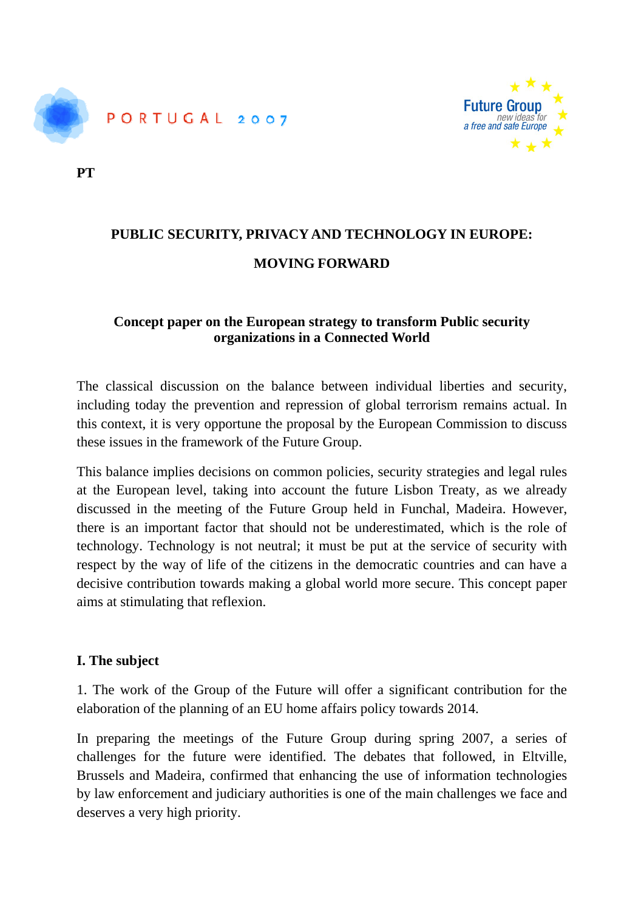PORTUGAL 2007

Future Group
new ideas for
a free and safe Europe

**PT**

# PUBLIC SECURITY, PRIVACY AND TECHNOLOGY IN EUROPE: MOVING FORWARD

## Concept paper on the European strategy to transform Public security organizations in a Connected World

The classical discussion on the balance between individual liberties and security, including today the prevention and repression of global terrorism remains actual. In this context, it is very opportune the proposal by the European Commission to discuss these issues in the framework of the Future Group.

This balance implies decisions on common policies, security strategies and legal rules at the European level, taking into account the future Lisbon Treaty, as we already discussed in the meeting of the Future Group held in Funchal, Madeira. However, there is an important factor that should not be underestimated, which is the role of technology. Technology is not neutral; it must be put at the service of security with respect by the way of life of the citizens in the democratic countries and can have a decisive contribution towards making a global world more secure. This concept paper aims at stimulating that reflexion.

### I. The subject

1. The work of the Group of the Future will offer a significant contribution for the elaboration of the planning of an EU home affairs policy towards 2014.

In preparing the meetings of the Future Group during spring 2007, a series of challenges for the future were identified. The debates that followed, in Eltville, Brussels and Madeira, confirmed that enhancing the use of information technologies by law enforcement and judiciary authorities is one of the main challenges we face and deserves a very high priority.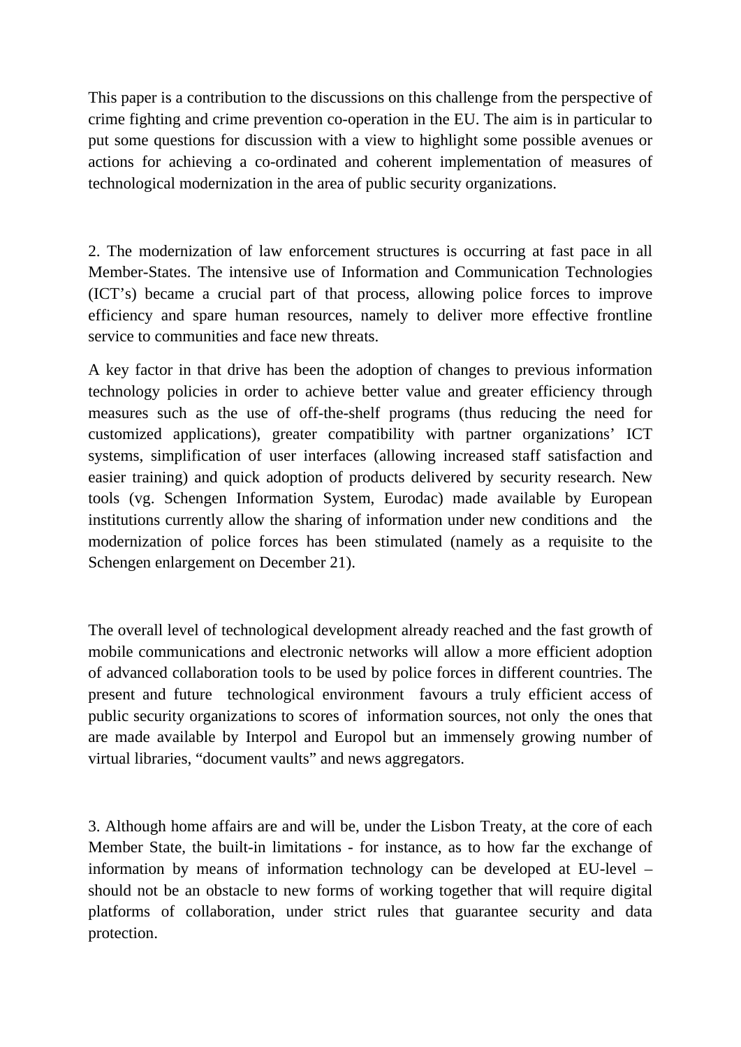This paper is a contribution to the discussions on this challenge from the perspective of crime fighting and crime prevention co-operation in the EU. The aim is in particular to put some questions for discussion with a view to highlight some possible avenues or actions for achieving a co-ordinated and coherent implementation of measures of technological modernization in the area of public security organizations.

2. The modernization of law enforcement structures is occurring at fast pace in all Member-States. The intensive use of Information and Communication Technologies (ICT's) became a crucial part of that process, allowing police forces to improve efficiency and spare human resources, namely to deliver more effective frontline service to communities and face new threats.

A key factor in that drive has been the adoption of changes to previous information technology policies in order to achieve better value and greater efficiency through measures such as the use of off-the-shelf programs (thus reducing the need for customized applications), greater compatibility with partner organizations' ICT systems, simplification of user interfaces (allowing increased staff satisfaction and easier training) and quick adoption of products delivered by security research. New tools (vg. Schengen Information System, Eurodac) made available by European institutions currently allow the sharing of information under new conditions and the modernization of police forces has been stimulated (namely as a requisite to the Schengen enlargement on December 21).

The overall level of technological development already reached and the fast growth of mobile communications and electronic networks will allow a more efficient adoption of advanced collaboration tools to be used by police forces in different countries. The present and future technological environment favours a truly efficient access of public security organizations to scores of information sources, not only the ones that are made available by Interpol and Europol but an immensely growing number of virtual libraries, "document vaults" and news aggregators.

3. Although home affairs are and will be, under the Lisbon Treaty, at the core of each Member State, the built-in limitations - for instance, as to how far the exchange of information by means of information technology can be developed at EU-level – should not be an obstacle to new forms of working together that will require digital platforms of collaboration, under strict rules that guarantee security and data protection.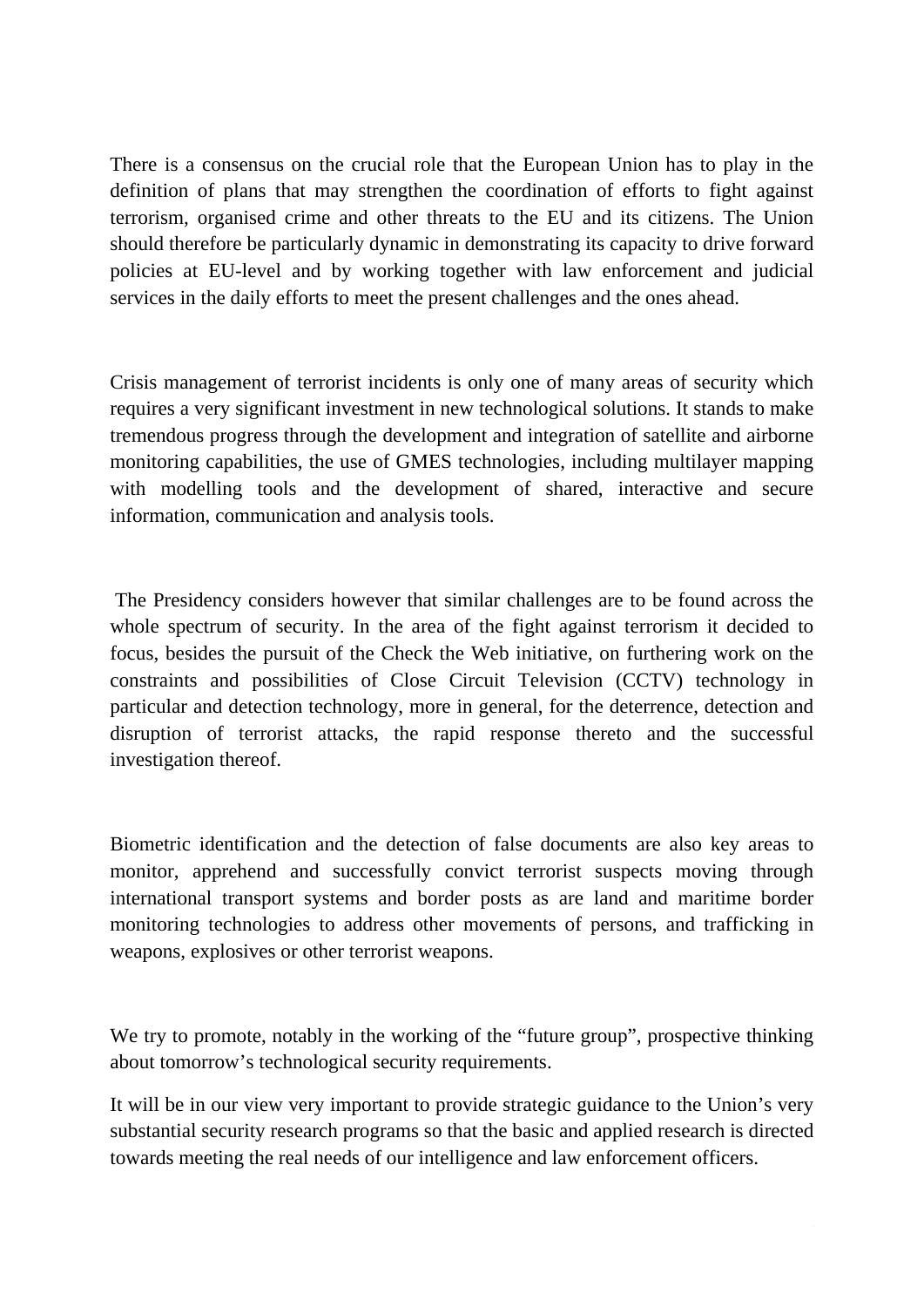There is a consensus on the crucial role that the European Union has to play in the definition of plans that may strengthen the coordination of efforts to fight against terrorism, organised crime and other threats to the EU and its citizens. The Union should therefore be particularly dynamic in demonstrating its capacity to drive forward policies at EU-level and by working together with law enforcement and judicial services in the daily efforts to meet the present challenges and the ones ahead.

Crisis management of terrorist incidents is only one of many areas of security which requires a very significant investment in new technological solutions. It stands to make tremendous progress through the development and integration of satellite and airborne monitoring capabilities, the use of GMES technologies, including multilayer mapping with modelling tools and the development of shared, interactive and secure information, communication and analysis tools.

The Presidency considers however that similar challenges are to be found across the whole spectrum of security. In the area of the fight against terrorism it decided to focus, besides the pursuit of the Check the Web initiative, on furthering work on the constraints and possibilities of Close Circuit Television (CCTV) technology in particular and detection technology, more in general, for the deterrence, detection and disruption of terrorist attacks, the rapid response thereto and the successful investigation thereof.

Biometric identification and the detection of false documents are also key areas to monitor, apprehend and successfully convict terrorist suspects moving through international transport systems and border posts as are land and maritime border monitoring technologies to address other movements of persons, and trafficking in weapons, explosives or other terrorist weapons.

We try to promote, notably in the working of the "future group", prospective thinking about tomorrow's technological security requirements.

It will be in our view very important to provide strategic guidance to the Union's very substantial security research programs so that the basic and applied research is directed towards meeting the real needs of our intelligence and law enforcement officers.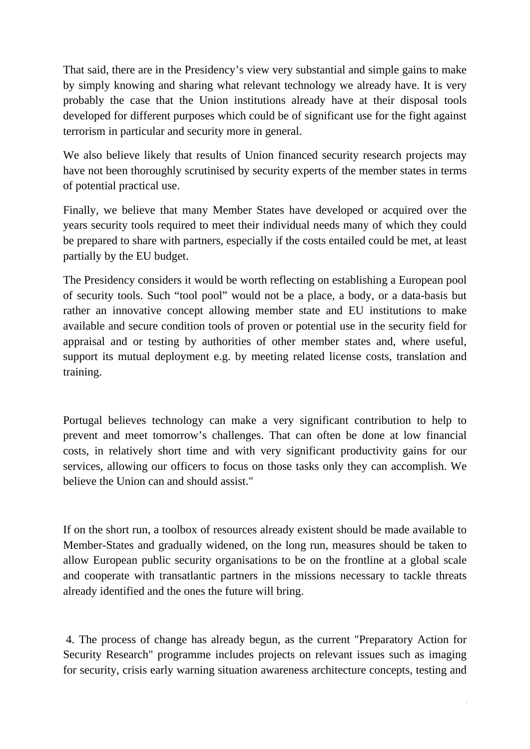That said, there are in the Presidency's view very substantial and simple gains to make by simply knowing and sharing what relevant technology we already have. It is very probably the case that the Union institutions already have at their disposal tools developed for different purposes which could be of significant use for the fight against terrorism in particular and security more in general.

We also believe likely that results of Union financed security research projects may have not been thoroughly scrutinised by security experts of the member states in terms of potential practical use.

Finally, we believe that many Member States have developed or acquired over the years security tools required to meet their individual needs many of which they could be prepared to share with partners, especially if the costs entailed could be met, at least partially by the EU budget.

The Presidency considers it would be worth reflecting on establishing a European pool of security tools. Such "tool pool" would not be a place, a body, or a data-basis but rather an innovative concept allowing member state and EU institutions to make available and secure condition tools of proven or potential use in the security field for appraisal and or testing by authorities of other member states and, where useful, support its mutual deployment e.g. by meeting related license costs, translation and training.

Portugal believes technology can make a very significant contribution to help to prevent and meet tomorrow's challenges. That can often be done at low financial costs, in relatively short time and with very significant productivity gains for our services, allowing our officers to focus on those tasks only they can accomplish. We believe the Union can and should assist."

If on the short run, a toolbox of resources already existent should be made available to Member-States and gradually widened, on the long run, measures should be taken to allow European public security organisations to be on the frontline at a global scale and cooperate with transatlantic partners in the missions necessary to tackle threats already identified and the ones the future will bring.

4. The process of change has already begun, as the current "Preparatory Action for Security Research" programme includes projects on relevant issues such as imaging for security, crisis early warning situation awareness architecture concepts, testing and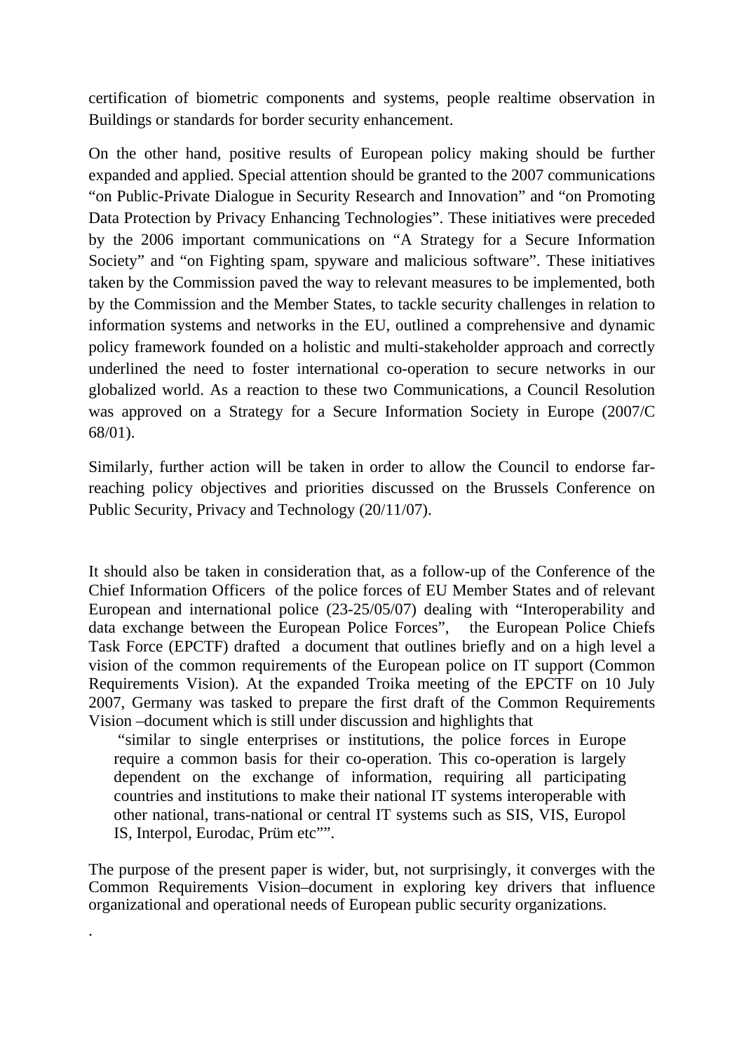certification of biometric components and systems, people realtime observation in Buildings or standards for border security enhancement.

On the other hand, positive results of European policy making should be further expanded and applied. Special attention should be granted to the 2007 communications "on Public-Private Dialogue in Security Research and Innovation" and "on Promoting Data Protection by Privacy Enhancing Technologies". These initiatives were preceded by the 2006 important communications on "A Strategy for a Secure Information Society" and "on Fighting spam, spyware and malicious software". These initiatives taken by the Commission paved the way to relevant measures to be implemented, both by the Commission and the Member States, to tackle security challenges in relation to information systems and networks in the EU, outlined a comprehensive and dynamic policy framework founded on a holistic and multi-stakeholder approach and correctly underlined the need to foster international co-operation to secure networks in our globalized world. As a reaction to these two Communications, a Council Resolution was approved on a Strategy for a Secure Information Society in Europe (2007/C 68/01).

Similarly, further action will be taken in order to allow the Council to endorse far-reaching policy objectives and priorities discussed on the Brussels Conference on Public Security, Privacy and Technology (20/11/07).

It should also be taken in consideration that, as a follow-up of the Conference of the Chief Information Officers of the police forces of EU Member States and of relevant European and international police (23-25/05/07) dealing with "Interoperability and data exchange between the European Police Forces", the European Police Chiefs Task Force (EPCTF) drafted a document that outlines briefly and on a high level a vision of the common requirements of the European police on IT support (Common Requirements Vision). At the expanded Troika meeting of the EPCTF on 10 July 2007, Germany was tasked to prepare the first draft of the Common Requirements Vision –document which is still under discussion and highlights that

> "similar to single enterprises or institutions, the police forces in Europe require a common basis for their co-operation. This co-operation is largely dependent on the exchange of information, requiring all participating countries and institutions to make their national IT systems interoperable with other national, trans-national or central IT systems such as SIS, VIS, Europol IS, Interpol, Eurodac, Prüm etc"".

The purpose of the present paper is wider, but, not surprisingly, it converges with the Common Requirements Vision–document in exploring key drivers that influence organizational and operational needs of European public security organizations.

.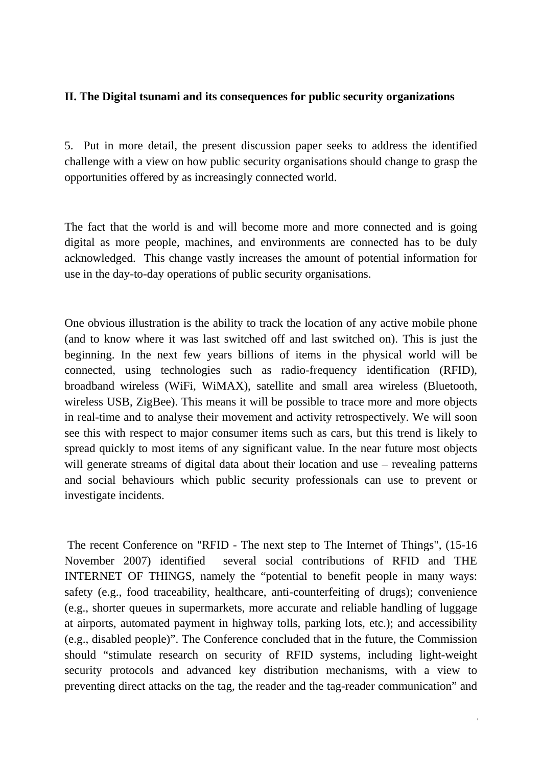**II. The Digital tsunami and its consequences for public security organizations**

5. Put in more detail, the present discussion paper seeks to address the identified challenge with a view on how public security organisations should change to grasp the opportunities offered by as increasingly connected world.

The fact that the world is and will become more and more connected and is going digital as more people, machines, and environments are connected has to be duly acknowledged. This change vastly increases the amount of potential information for use in the day-to-day operations of public security organisations.

One obvious illustration is the ability to track the location of any active mobile phone (and to know where it was last switched off and last switched on). This is just the beginning. In the next few years billions of items in the physical world will be connected, using technologies such as radio-frequency identification (RFID), broadband wireless (WiFi, WiMAX), satellite and small area wireless (Bluetooth, wireless USB, ZigBee). This means it will be possible to trace more and more objects in real-time and to analyse their movement and activity retrospectively. We will soon see this with respect to major consumer items such as cars, but this trend is likely to spread quickly to most items of any significant value. In the near future most objects will generate streams of digital data about their location and use – revealing patterns and social behaviours which public security professionals can use to prevent or investigate incidents.

The recent Conference on "RFID - The next step to The Internet of Things", (15-16 November 2007) identified several social contributions of RFID and THE INTERNET OF THINGS, namely the "potential to benefit people in many ways: safety (e.g., food traceability, healthcare, anti-counterfeiting of drugs); convenience (e.g., shorter queues in supermarkets, more accurate and reliable handling of luggage at airports, automated payment in highway tolls, parking lots, etc.); and accessibility (e.g., disabled people)". The Conference concluded that in the future, the Commission should "stimulate research on security of RFID systems, including light-weight security protocols and advanced key distribution mechanisms, with a view to preventing direct attacks on the tag, the reader and the tag-reader communication" and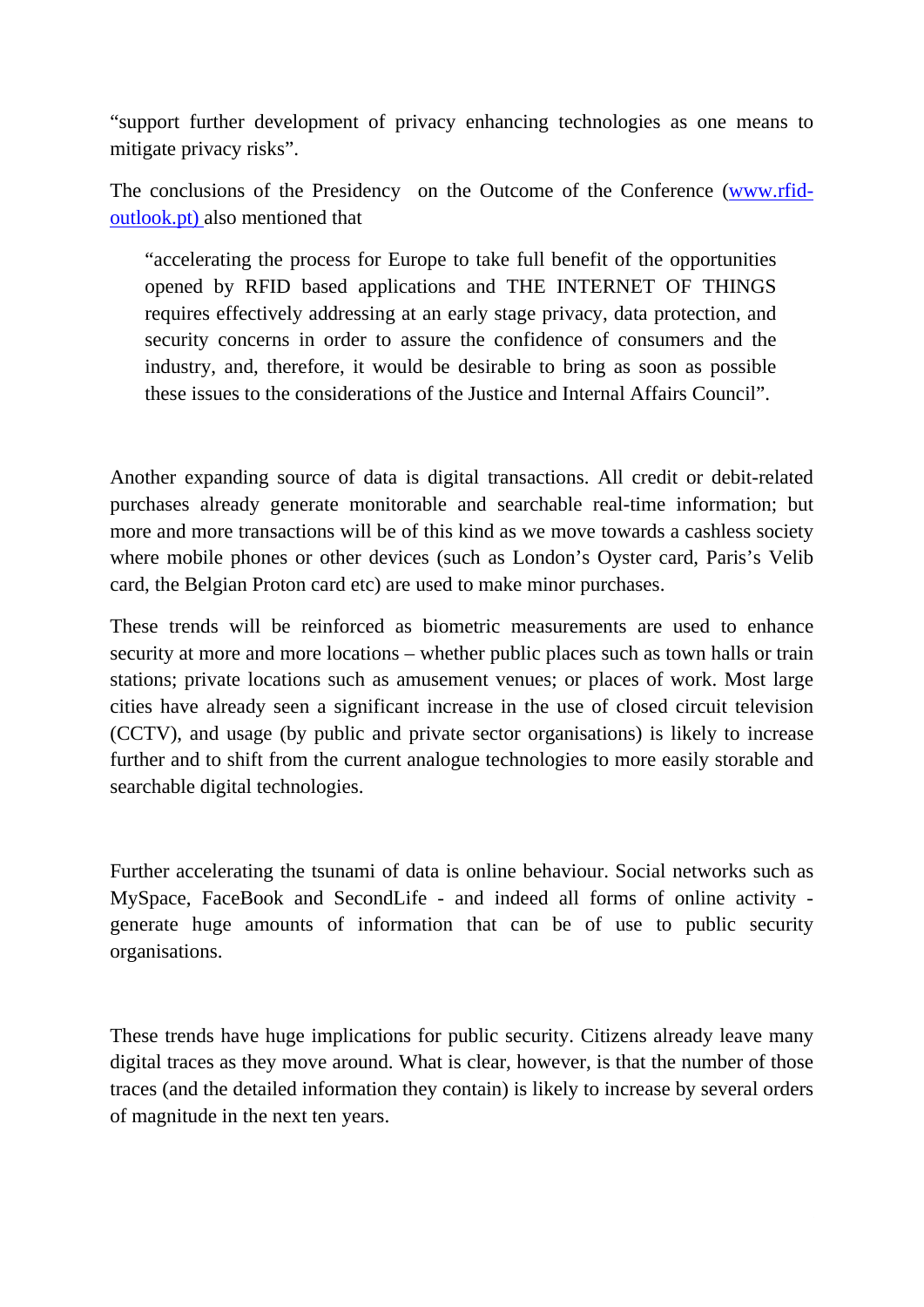"support further development of privacy enhancing technologies as one means to mitigate privacy risks".

The conclusions of the Presidency on the Outcome of the Conference ([www.rfid-outlook.pt)](www.rfid-outlook.pt) also mentioned that

> "accelerating the process for Europe to take full benefit of the opportunities opened by RFID based applications and THE INTERNET OF THINGS requires effectively addressing at an early stage privacy, data protection, and security concerns in order to assure the confidence of consumers and the industry, and, therefore, it would be desirable to bring as soon as possible these issues to the considerations of the Justice and Internal Affairs Council".

Another expanding source of data is digital transactions. All credit or debit-related purchases already generate monitorable and searchable real-time information; but more and more transactions will be of this kind as we move towards a cashless society where mobile phones or other devices (such as London's Oyster card, Paris's Velib card, the Belgian Proton card etc) are used to make minor purchases.

These trends will be reinforced as biometric measurements are used to enhance security at more and more locations – whether public places such as town halls or train stations; private locations such as amusement venues; or places of work. Most large cities have already seen a significant increase in the use of closed circuit television (CCTV), and usage (by public and private sector organisations) is likely to increase further and to shift from the current analogue technologies to more easily storable and searchable digital technologies.

Further accelerating the tsunami of data is online behaviour. Social networks such as MySpace, FaceBook and SecondLife - and indeed all forms of online activity - generate huge amounts of information that can be of use to public security organisations.

These trends have huge implications for public security. Citizens already leave many digital traces as they move around. What is clear, however, is that the number of those traces (and the detailed information they contain) is likely to increase by several orders of magnitude in the next ten years.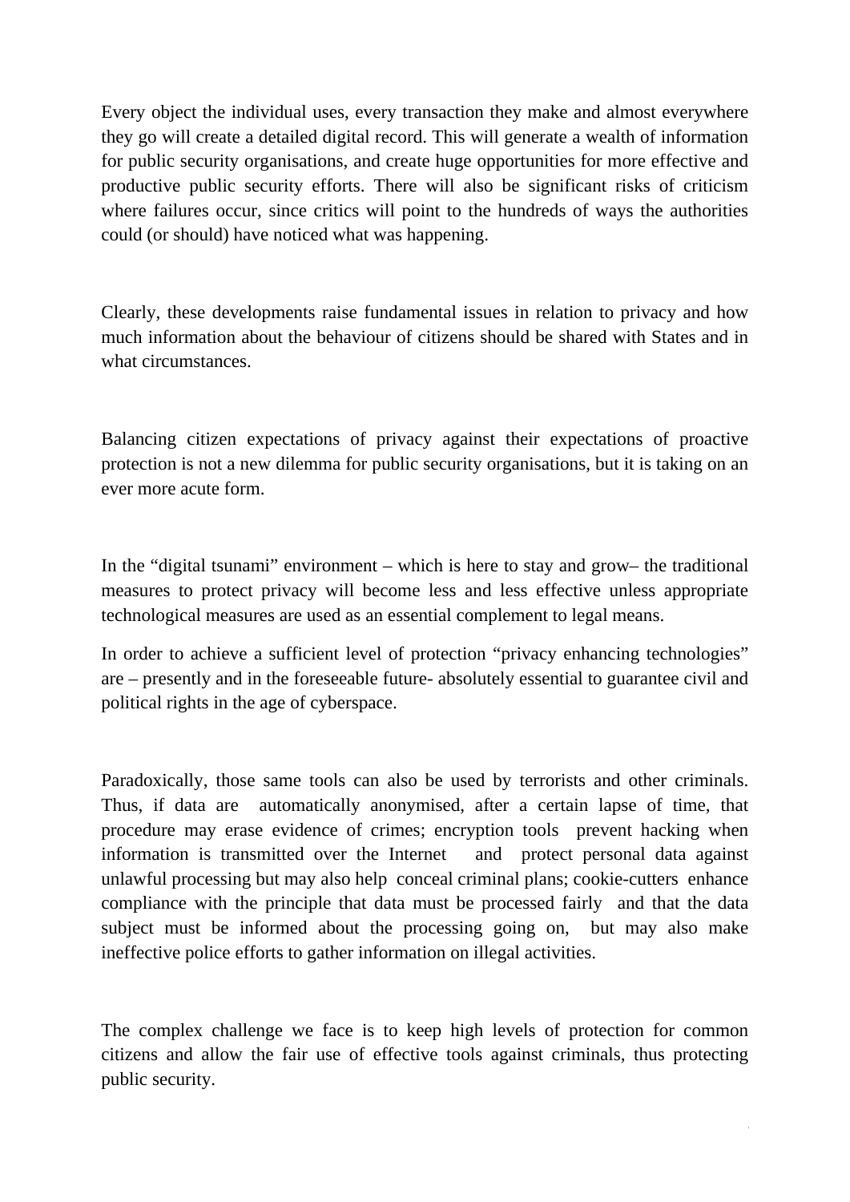Every object the individual uses, every transaction they make and almost everywhere they go will create a detailed digital record. This will generate a wealth of information for public security organisations, and create huge opportunities for more effective and productive public security efforts. There will also be significant risks of criticism where failures occur, since critics will point to the hundreds of ways the authorities could (or should) have noticed what was happening.

Clearly, these developments raise fundamental issues in relation to privacy and how much information about the behaviour of citizens should be shared with States and in what circumstances.

Balancing citizen expectations of privacy against their expectations of proactive protection is not a new dilemma for public security organisations, but it is taking on an ever more acute form.

In the "digital tsunami" environment – which is here to stay and grow– the traditional measures to protect privacy will become less and less effective unless appropriate technological measures are used as an essential complement to legal means.

In order to achieve a sufficient level of protection "privacy enhancing technologies" are – presently and in the foreseeable future- absolutely essential to guarantee civil and political rights in the age of cyberspace.

Paradoxically, those same tools can also be used by terrorists and other criminals. Thus, if data are automatically anonymised, after a certain lapse of time, that procedure may erase evidence of crimes; encryption tools prevent hacking when information is transmitted over the Internet and protect personal data against unlawful processing but may also help conceal criminal plans; cookie-cutters enhance compliance with the principle that data must be processed fairly and that the data subject must be informed about the processing going on, but may also make ineffective police efforts to gather information on illegal activities.

The complex challenge we face is to keep high levels of protection for common citizens and allow the fair use of effective tools against criminals, thus protecting public security.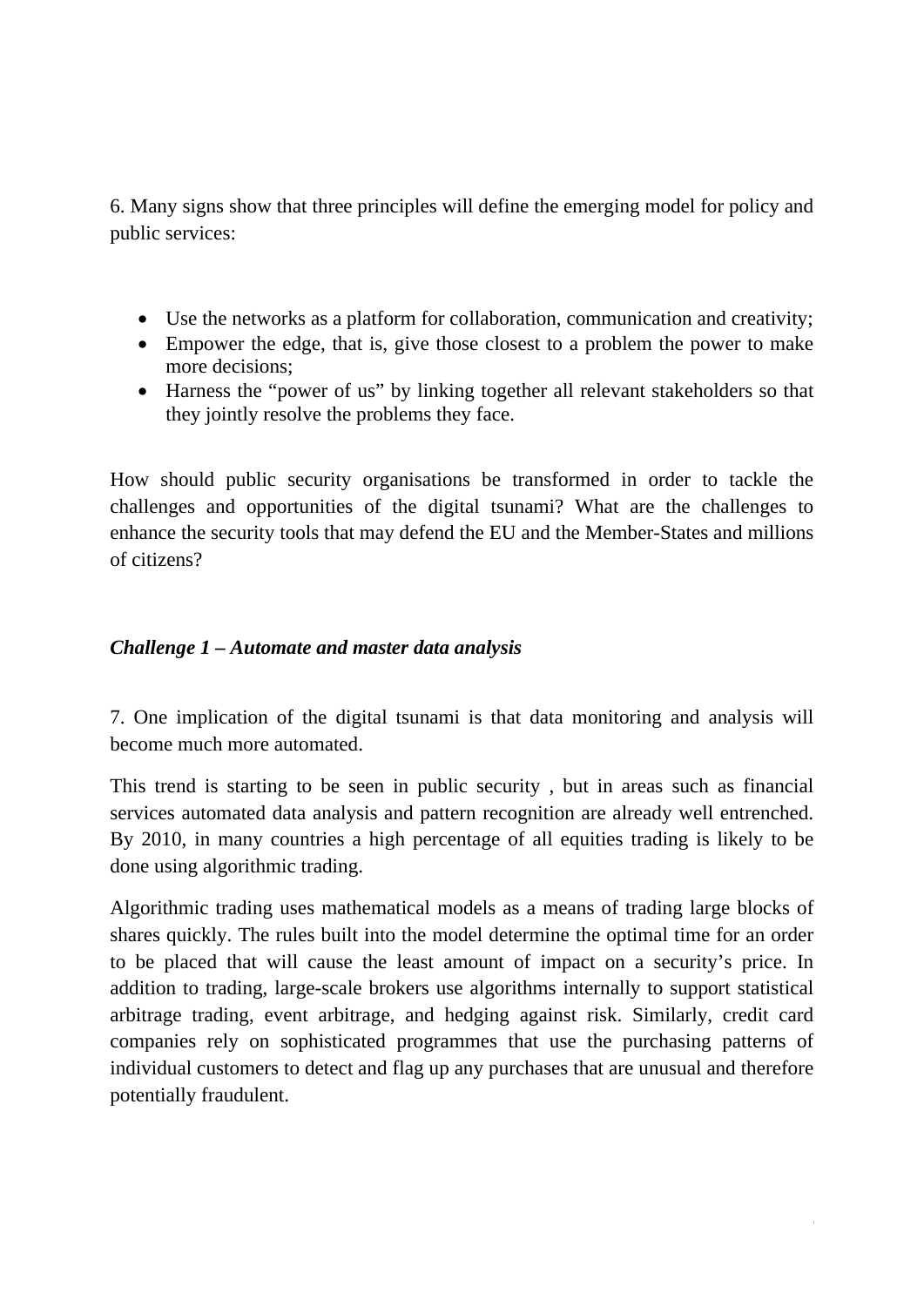6. Many signs show that three principles will define the emerging model for policy and public services:

- Use the networks as a platform for collaboration, communication and creativity;
- Empower the edge, that is, give those closest to a problem the power to make more decisions;
- Harness the "power of us" by linking together all relevant stakeholders so that they jointly resolve the problems they face.

How should public security organisations be transformed in order to tackle the challenges and opportunities of the digital tsunami? What are the challenges to enhance the security tools that may defend the EU and the Member-States and millions of citizens?

### *Challenge 1 – Automate and master data analysis*

7. One implication of the digital tsunami is that data monitoring and analysis will become much more automated.

This trend is starting to be seen in public security , but in areas such as financial services automated data analysis and pattern recognition are already well entrenched. By 2010, in many countries a high percentage of all equities trading is likely to be done using algorithmic trading.

Algorithmic trading uses mathematical models as a means of trading large blocks of shares quickly. The rules built into the model determine the optimal time for an order to be placed that will cause the least amount of impact on a security's price. In addition to trading, large-scale brokers use algorithms internally to support statistical arbitrage trading, event arbitrage, and hedging against risk. Similarly, credit card companies rely on sophisticated programmes that use the purchasing patterns of individual customers to detect and flag up any purchases that are unusual and therefore potentially fraudulent.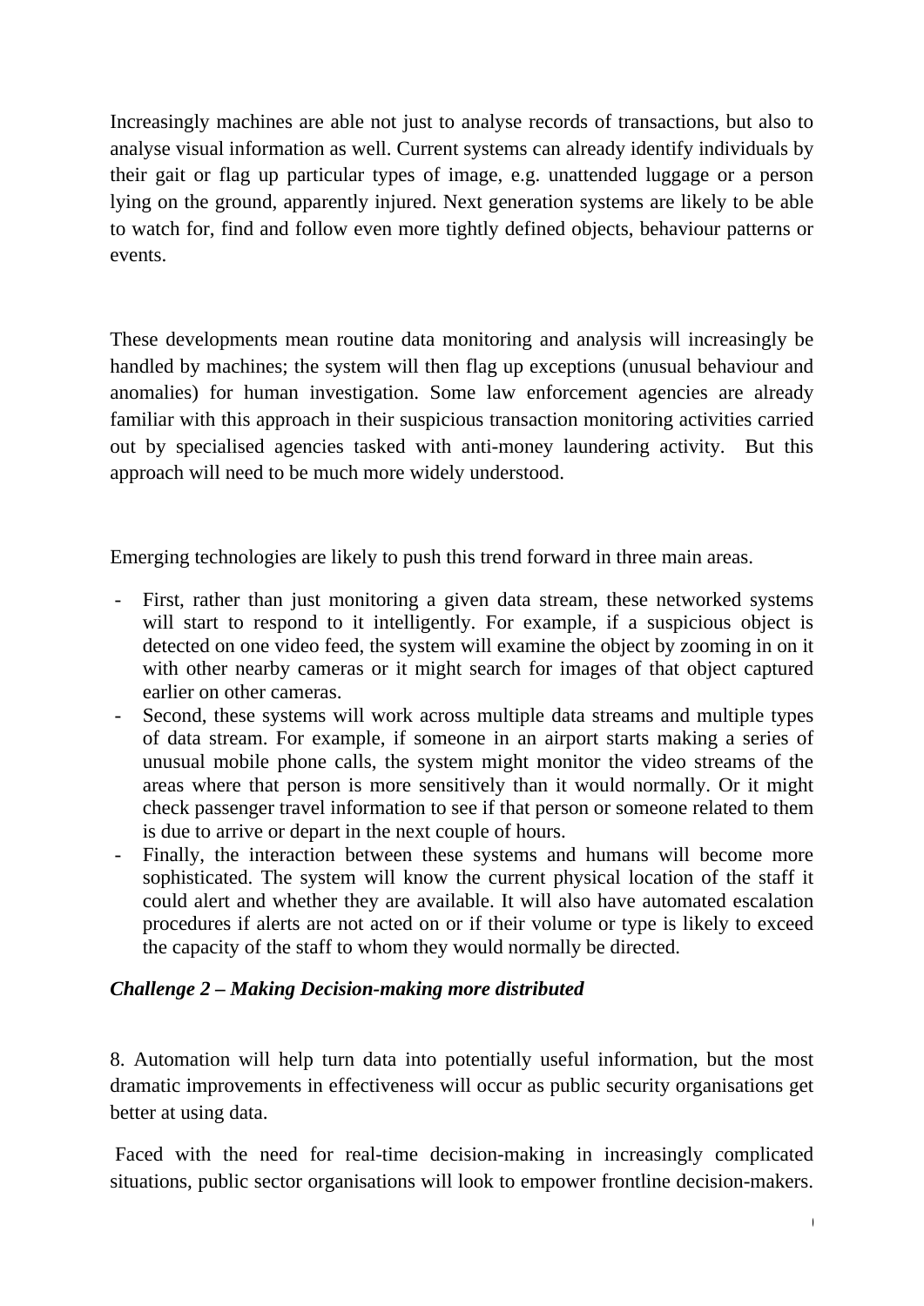Increasingly machines are able not just to analyse records of transactions, but also to analyse visual information as well. Current systems can already identify individuals by their gait or flag up particular types of image, e.g. unattended luggage or a person lying on the ground, apparently injured. Next generation systems are likely to be able to watch for, find and follow even more tightly defined objects, behaviour patterns or events.

These developments mean routine data monitoring and analysis will increasingly be handled by machines; the system will then flag up exceptions (unusual behaviour and anomalies) for human investigation. Some law enforcement agencies are already familiar with this approach in their suspicious transaction monitoring activities carried out by specialised agencies tasked with anti-money laundering activity. But this approach will need to be much more widely understood.

Emerging technologies are likely to push this trend forward in three main areas.

- First, rather than just monitoring a given data stream, these networked systems will start to respond to it intelligently. For example, if a suspicious object is detected on one video feed, the system will examine the object by zooming in on it with other nearby cameras or it might search for images of that object captured earlier on other cameras.
- Second, these systems will work across multiple data streams and multiple types of data stream. For example, if someone in an airport starts making a series of unusual mobile phone calls, the system might monitor the video streams of the areas where that person is more sensitively than it would normally. Or it might check passenger travel information to see if that person or someone related to them is due to arrive or depart in the next couple of hours.
- Finally, the interaction between these systems and humans will become more sophisticated. The system will know the current physical location of the staff it could alert and whether they are available. It will also have automated escalation procedures if alerts are not acted on or if their volume or type is likely to exceed the capacity of the staff to whom they would normally be directed.

***Challenge 2 – Making Decision-making more distributed***

8. Automation will help turn data into potentially useful information, but the most dramatic improvements in effectiveness will occur as public security organisations get better at using data.

Faced with the need for real-time decision-making in increasingly complicated situations, public sector organisations will look to empower frontline decision-makers.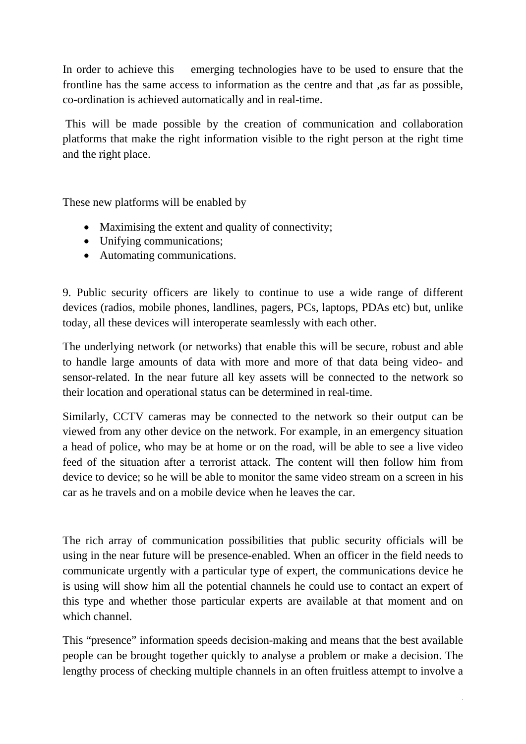In order to achieve this emerging technologies have to be used to ensure that the frontline has the same access to information as the centre and that ,as far as possible, co-ordination is achieved automatically and in real-time.

This will be made possible by the creation of communication and collaboration platforms that make the right information visible to the right person at the right time and the right place.

These new platforms will be enabled by

- Maximising the extent and quality of connectivity;
- Unifying communications;
- Automating communications.

9. Public security officers are likely to continue to use a wide range of different devices (radios, mobile phones, landlines, pagers, PCs, laptops, PDAs etc) but, unlike today, all these devices will interoperate seamlessly with each other.

The underlying network (or networks) that enable this will be secure, robust and able to handle large amounts of data with more and more of that data being video- and sensor-related. In the near future all key assets will be connected to the network so their location and operational status can be determined in real-time.

Similarly, CCTV cameras may be connected to the network so their output can be viewed from any other device on the network. For example, in an emergency situation a head of police, who may be at home or on the road, will be able to see a live video feed of the situation after a terrorist attack. The content will then follow him from device to device; so he will be able to monitor the same video stream on a screen in his car as he travels and on a mobile device when he leaves the car.

The rich array of communication possibilities that public security officials will be using in the near future will be presence-enabled. When an officer in the field needs to communicate urgently with a particular type of expert, the communications device he is using will show him all the potential channels he could use to contact an expert of this type and whether those particular experts are available at that moment and on which channel.

This "presence" information speeds decision-making and means that the best available people can be brought together quickly to analyse a problem or make a decision. The lengthy process of checking multiple channels in an often fruitless attempt to involve a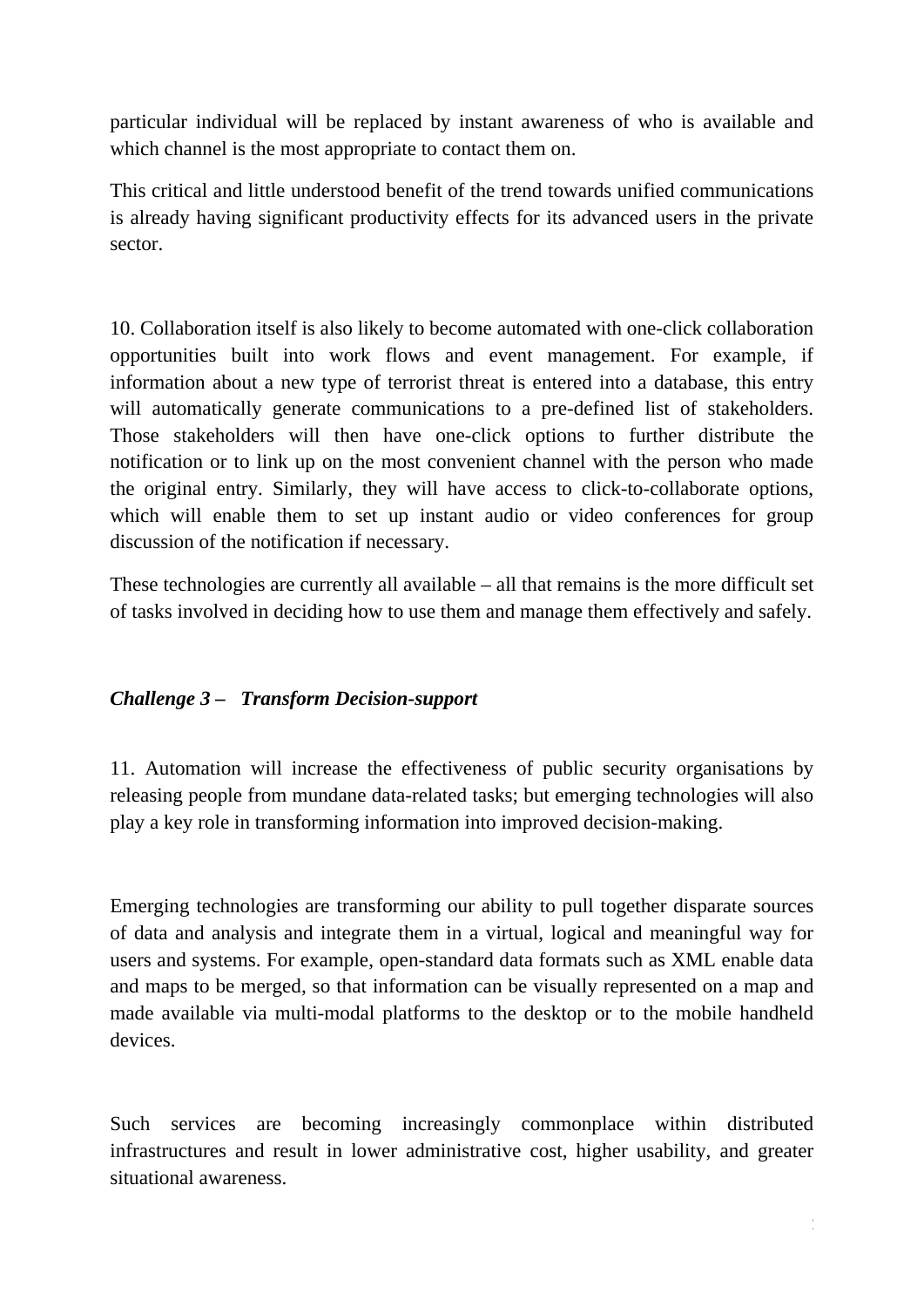particular individual will be replaced by instant awareness of who is available and which channel is the most appropriate to contact them on.

This critical and little understood benefit of the trend towards unified communications is already having significant productivity effects for its advanced users in the private sector.

10. Collaboration itself is also likely to become automated with one-click collaboration opportunities built into work flows and event management. For example, if information about a new type of terrorist threat is entered into a database, this entry will automatically generate communications to a pre-defined list of stakeholders. Those stakeholders will then have one-click options to further distribute the notification or to link up on the most convenient channel with the person who made the original entry. Similarly, they will have access to click-to-collaborate options, which will enable them to set up instant audio or video conferences for group discussion of the notification if necessary.

These technologies are currently all available – all that remains is the more difficult set of tasks involved in deciding how to use them and manage them effectively and safely.

***Challenge 3 – Transform Decision-support***

11. Automation will increase the effectiveness of public security organisations by releasing people from mundane data-related tasks; but emerging technologies will also play a key role in transforming information into improved decision-making.

Emerging technologies are transforming our ability to pull together disparate sources of data and analysis and integrate them in a virtual, logical and meaningful way for users and systems. For example, open-standard data formats such as XML enable data and maps to be merged, so that information can be visually represented on a map and made available via multi-modal platforms to the desktop or to the mobile handheld devices.

Such services are becoming increasingly commonplace within distributed infrastructures and result in lower administrative cost, higher usability, and greater situational awareness.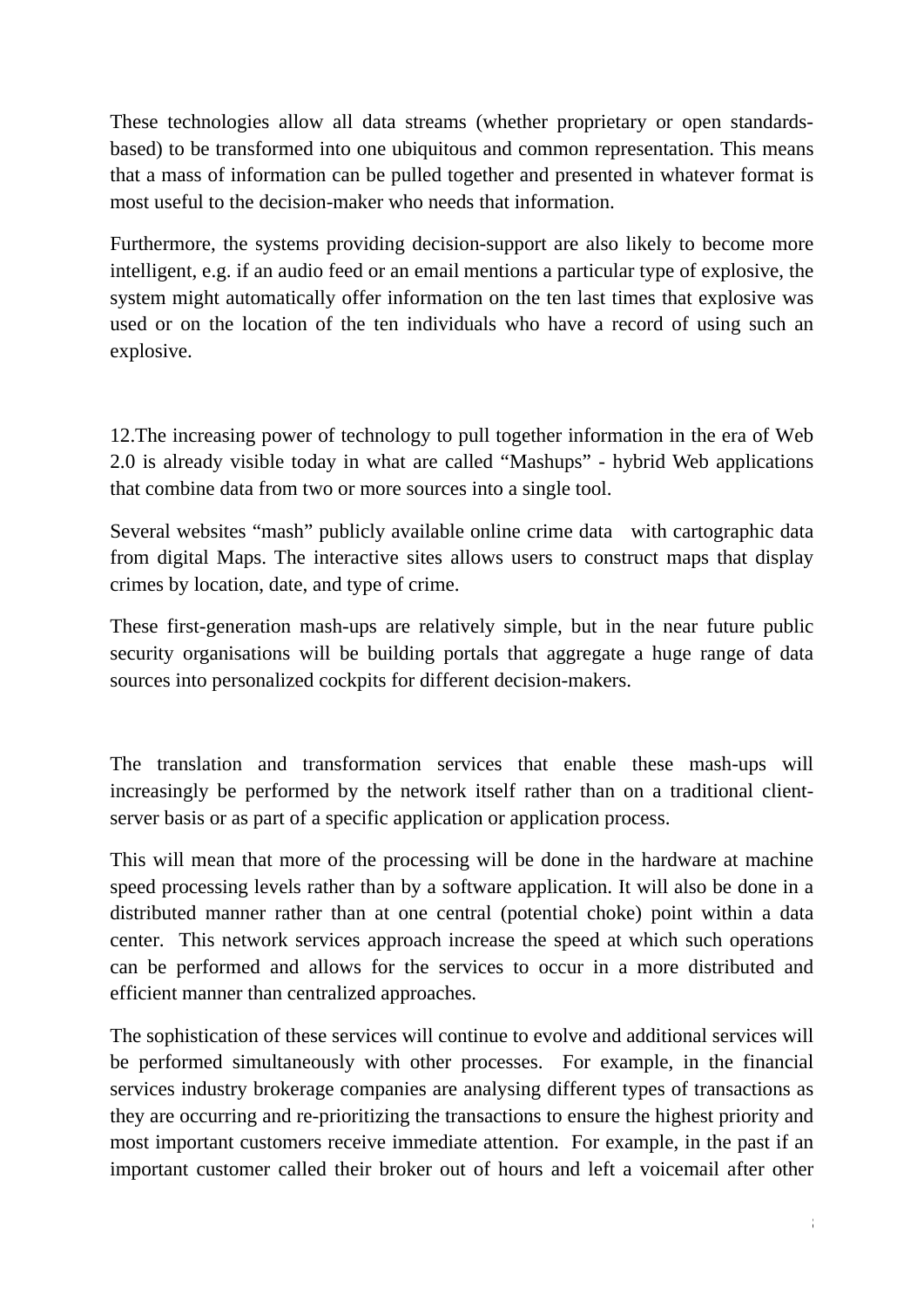These technologies allow all data streams (whether proprietary or open standards-based) to be transformed into one ubiquitous and common representation. This means that a mass of information can be pulled together and presented in whatever format is most useful to the decision-maker who needs that information.

Furthermore, the systems providing decision-support are also likely to become more intelligent, e.g. if an audio feed or an email mentions a particular type of explosive, the system might automatically offer information on the ten last times that explosive was used or on the location of the ten individuals who have a record of using such an explosive.

12.The increasing power of technology to pull together information in the era of Web 2.0 is already visible today in what are called “Mashups” - hybrid Web applications that combine data from two or more sources into a single tool.

Several websites “mash” publicly available online crime data with cartographic data from digital Maps. The interactive sites allows users to construct maps that display crimes by location, date, and type of crime.

These first-generation mash-ups are relatively simple, but in the near future public security organisations will be building portals that aggregate a huge range of data sources into personalized cockpits for different decision-makers.

The translation and transformation services that enable these mash-ups will increasingly be performed by the network itself rather than on a traditional client-server basis or as part of a specific application or application process.

This will mean that more of the processing will be done in the hardware at machine speed processing levels rather than by a software application. It will also be done in a distributed manner rather than at one central (potential choke) point within a data center. This network services approach increase the speed at which such operations can be performed and allows for the services to occur in a more distributed and efficient manner than centralized approaches.

The sophistication of these services will continue to evolve and additional services will be performed simultaneously with other processes. For example, in the financial services industry brokerage companies are analysing different types of transactions as they are occurring and re-prioritizing the transactions to ensure the highest priority and most important customers receive immediate attention. For example, in the past if an important customer called their broker out of hours and left a voicemail after other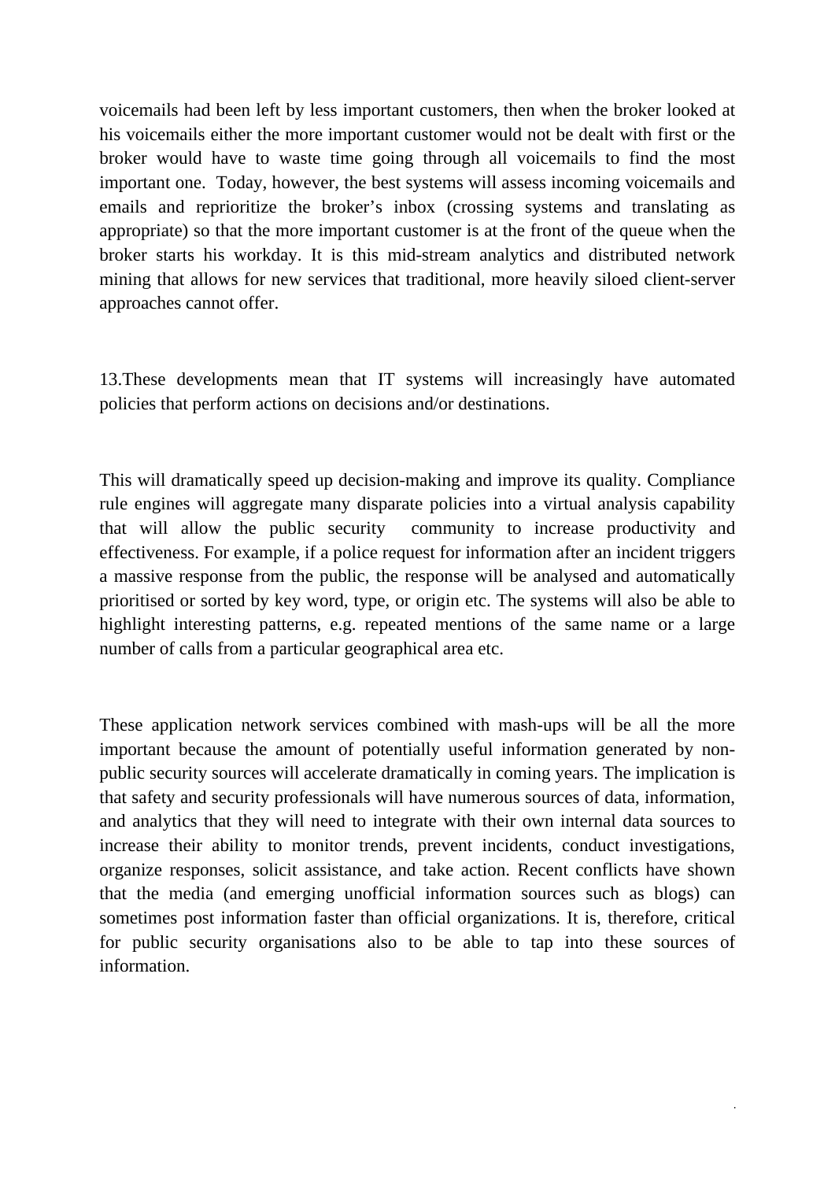voicemails had been left by less important customers, then when the broker looked at his voicemails either the more important customer would not be dealt with first or the broker would have to waste time going through all voicemails to find the most important one.  Today, however, the best systems will assess incoming voicemails and emails and reprioritize the broker's inbox (crossing systems and translating as appropriate) so that the more important customer is at the front of the queue when the broker starts his workday. It is this mid-stream analytics and distributed network mining that allows for new services that traditional, more heavily siloed client-server approaches cannot offer.

13.These developments mean that IT systems will increasingly have automated policies that perform actions on decisions and/or destinations.

This will dramatically speed up decision-making and improve its quality. Compliance rule engines will aggregate many disparate policies into a virtual analysis capability that will allow the public security community to increase productivity and effectiveness. For example, if a police request for information after an incident triggers a massive response from the public, the response will be analysed and automatically prioritised or sorted by key word, type, or origin etc. The systems will also be able to highlight interesting patterns, e.g. repeated mentions of the same name or a large number of calls from a particular geographical area etc.

These application network services combined with mash-ups will be all the more important because the amount of potentially useful information generated by non-public security sources will accelerate dramatically in coming years. The implication is that safety and security professionals will have numerous sources of data, information, and analytics that they will need to integrate with their own internal data sources to increase their ability to monitor trends, prevent incidents, conduct investigations, organize responses, solicit assistance, and take action. Recent conflicts have shown that the media (and emerging unofficial information sources such as blogs) can sometimes post information faster than official organizations. It is, therefore, critical for public security organisations also to be able to tap into these sources of information.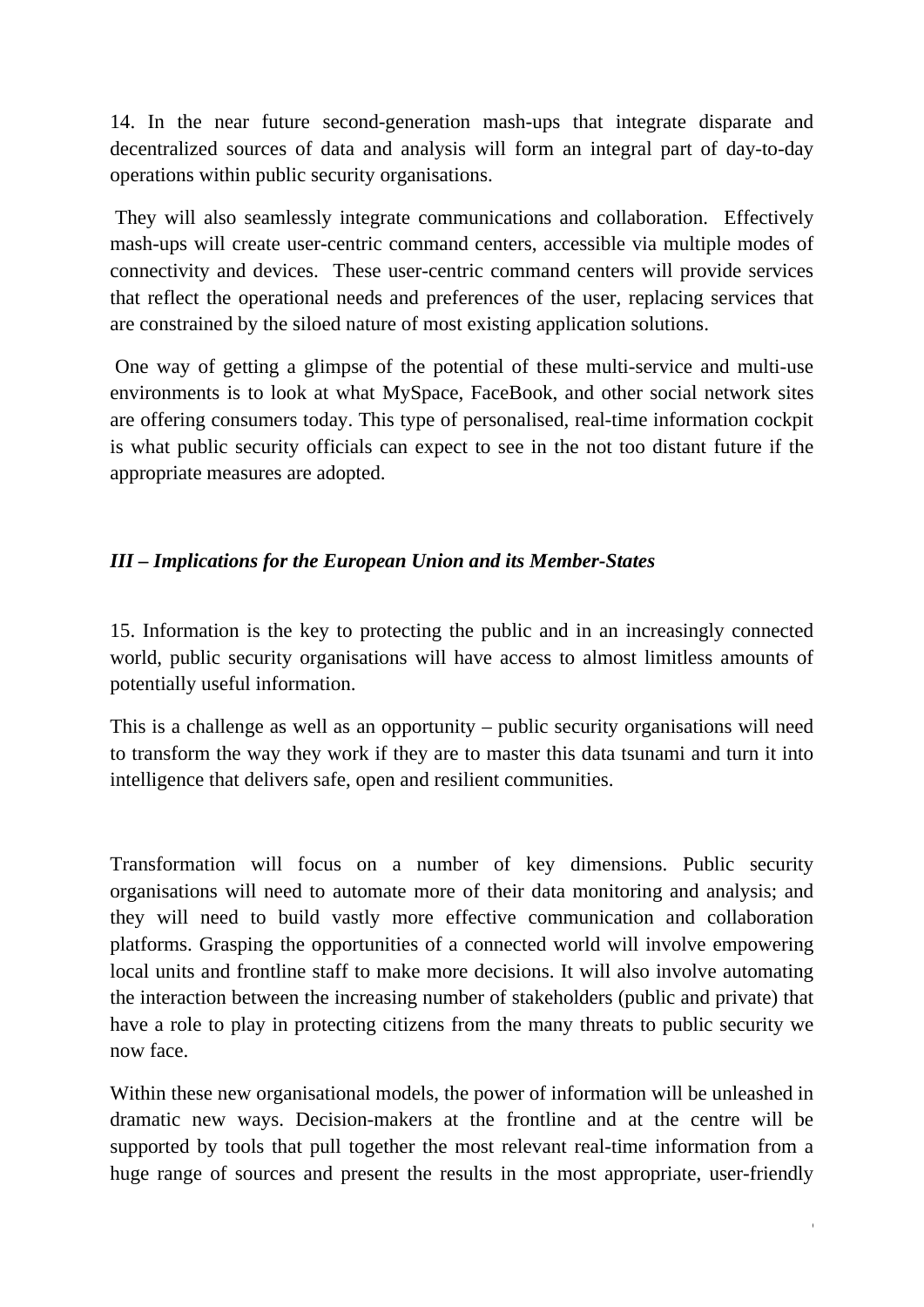14. In the near future second-generation mash-ups that integrate disparate and decentralized sources of data and analysis will form an integral part of day-to-day operations within public security organisations.

They will also seamlessly integrate communications and collaboration. Effectively mash-ups will create user-centric command centers, accessible via multiple modes of connectivity and devices. These user-centric command centers will provide services that reflect the operational needs and preferences of the user, replacing services that are constrained by the siloed nature of most existing application solutions.

One way of getting a glimpse of the potential of these multi-service and multi-use environments is to look at what MySpace, FaceBook, and other social network sites are offering consumers today. This type of personalised, real-time information cockpit is what public security officials can expect to see in the not too distant future if the appropriate measures are adopted.

### *III – Implications for the European Union and its Member-States*

15. Information is the key to protecting the public and in an increasingly connected world, public security organisations will have access to almost limitless amounts of potentially useful information.

This is a challenge as well as an opportunity – public security organisations will need to transform the way they work if they are to master this data tsunami and turn it into intelligence that delivers safe, open and resilient communities.

Transformation will focus on a number of key dimensions. Public security organisations will need to automate more of their data monitoring and analysis; and they will need to build vastly more effective communication and collaboration platforms. Grasping the opportunities of a connected world will involve empowering local units and frontline staff to make more decisions. It will also involve automating the interaction between the increasing number of stakeholders (public and private) that have a role to play in protecting citizens from the many threats to public security we now face.

Within these new organisational models, the power of information will be unleashed in dramatic new ways. Decision-makers at the frontline and at the centre will be supported by tools that pull together the most relevant real-time information from a huge range of sources and present the results in the most appropriate, user-friendly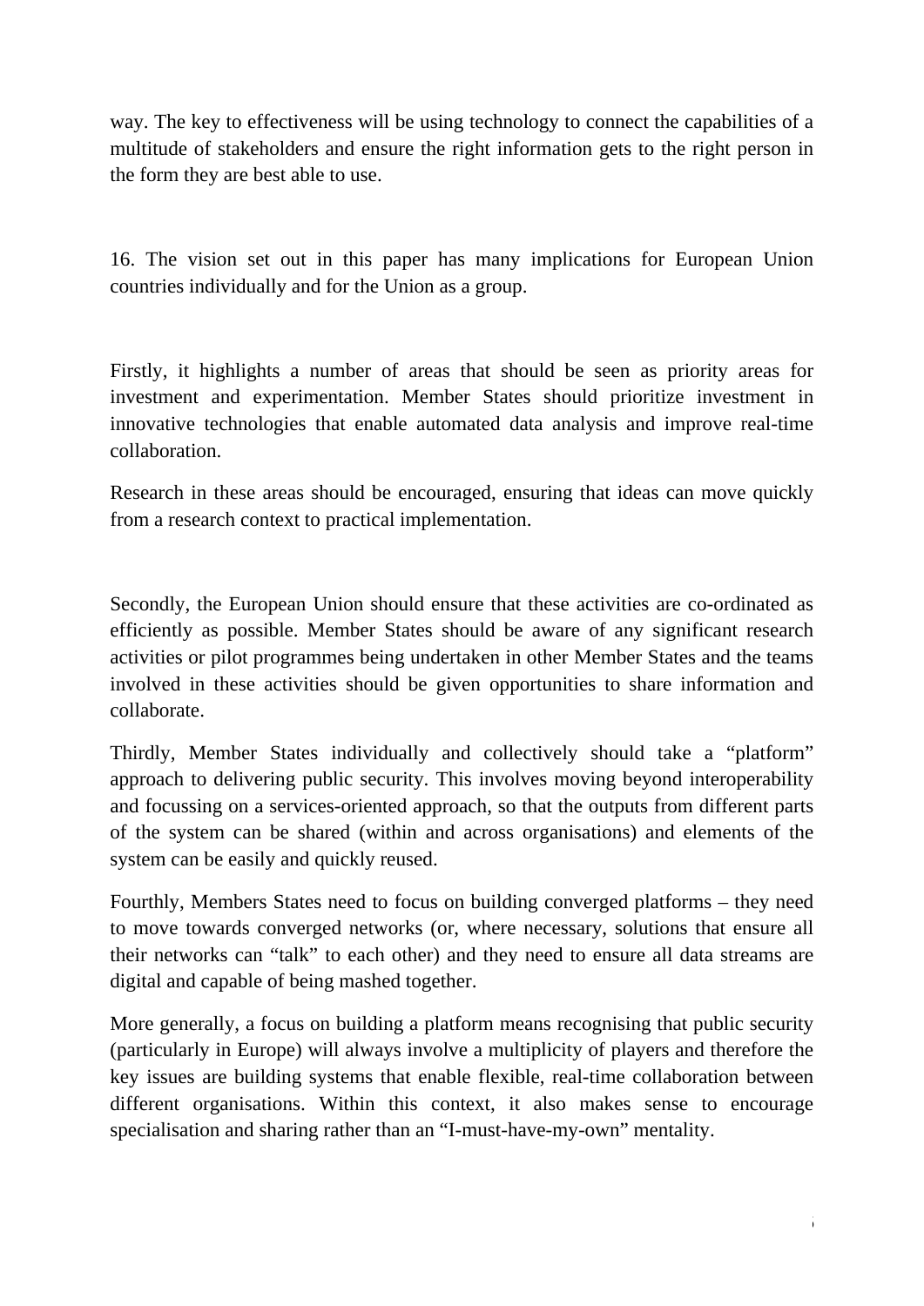way. The key to effectiveness will be using technology to connect the capabilities of a multitude of stakeholders and ensure the right information gets to the right person in the form they are best able to use.

16. The vision set out in this paper has many implications for European Union countries individually and for the Union as a group.

Firstly, it highlights a number of areas that should be seen as priority areas for investment and experimentation. Member States should prioritize investment in innovative technologies that enable automated data analysis and improve real-time collaboration.

Research in these areas should be encouraged, ensuring that ideas can move quickly from a research context to practical implementation.

Secondly, the European Union should ensure that these activities are co-ordinated as efficiently as possible. Member States should be aware of any significant research activities or pilot programmes being undertaken in other Member States and the teams involved in these activities should be given opportunities to share information and collaborate.

Thirdly, Member States individually and collectively should take a "platform" approach to delivering public security. This involves moving beyond interoperability and focussing on a services-oriented approach, so that the outputs from different parts of the system can be shared (within and across organisations) and elements of the system can be easily and quickly reused.

Fourthly, Members States need to focus on building converged platforms – they need to move towards converged networks (or, where necessary, solutions that ensure all their networks can "talk" to each other) and they need to ensure all data streams are digital and capable of being mashed together.

More generally, a focus on building a platform means recognising that public security (particularly in Europe) will always involve a multiplicity of players and therefore the key issues are building systems that enable flexible, real-time collaboration between different organisations. Within this context, it also makes sense to encourage specialisation and sharing rather than an "I-must-have-my-own" mentality.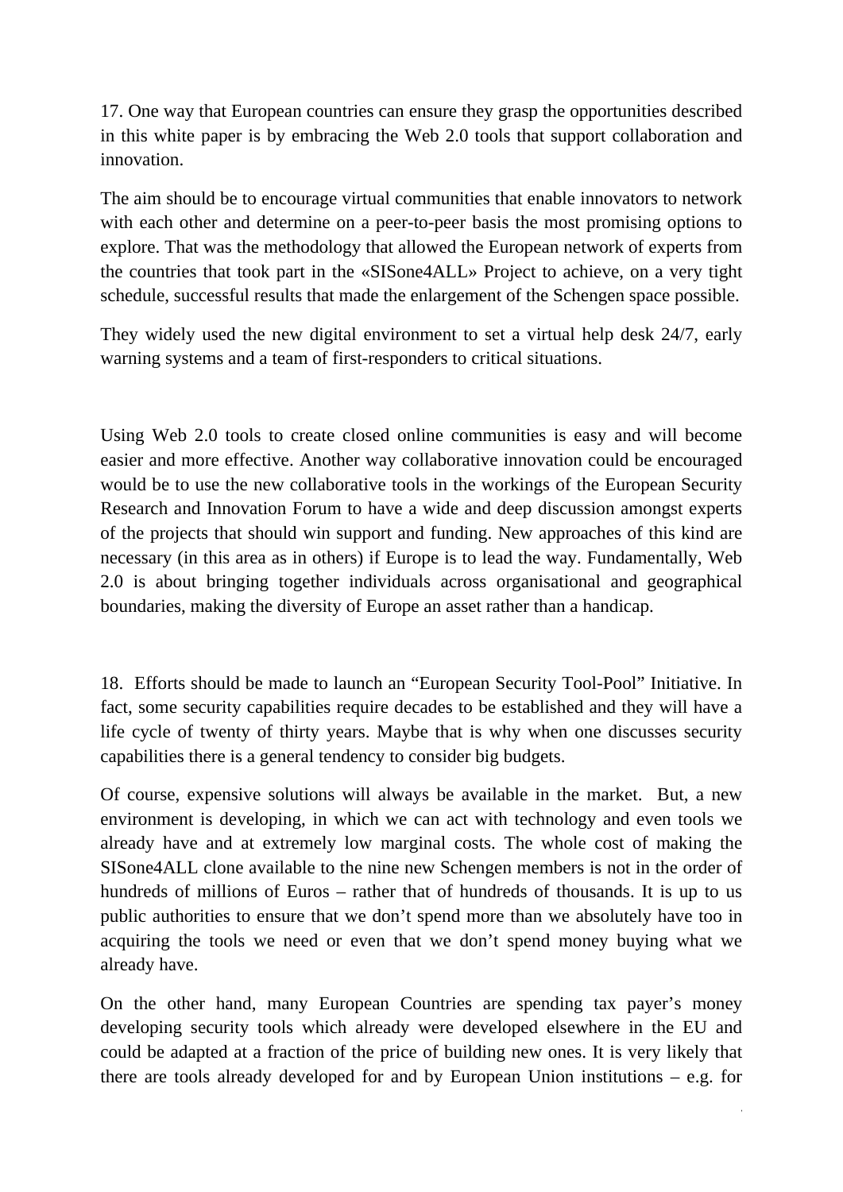17. One way that European countries can ensure they grasp the opportunities described in this white paper is by embracing the Web 2.0 tools that support collaboration and innovation.

The aim should be to encourage virtual communities that enable innovators to network with each other and determine on a peer-to-peer basis the most promising options to explore. That was the methodology that allowed the European network of experts from the countries that took part in the «SISone4ALL» Project to achieve, on a very tight schedule, successful results that made the enlargement of the Schengen space possible.

They widely used the new digital environment to set a virtual help desk 24/7, early warning systems and a team of first-responders to critical situations.

Using Web 2.0 tools to create closed online communities is easy and will become easier and more effective. Another way collaborative innovation could be encouraged would be to use the new collaborative tools in the workings of the European Security Research and Innovation Forum to have a wide and deep discussion amongst experts of the projects that should win support and funding. New approaches of this kind are necessary (in this area as in others) if Europe is to lead the way. Fundamentally, Web 2.0 is about bringing together individuals across organisational and geographical boundaries, making the diversity of Europe an asset rather than a handicap.

18. Efforts should be made to launch an "European Security Tool-Pool" Initiative. In fact, some security capabilities require decades to be established and they will have a life cycle of twenty of thirty years. Maybe that is why when one discusses security capabilities there is a general tendency to consider big budgets.

Of course, expensive solutions will always be available in the market. But, a new environment is developing, in which we can act with technology and even tools we already have and at extremely low marginal costs. The whole cost of making the SISone4ALL clone available to the nine new Schengen members is not in the order of hundreds of millions of Euros – rather that of hundreds of thousands. It is up to us public authorities to ensure that we don't spend more than we absolutely have too in acquiring the tools we need or even that we don't spend money buying what we already have.

On the other hand, many European Countries are spending tax payer's money developing security tools which already were developed elsewhere in the EU and could be adapted at a fraction of the price of building new ones. It is very likely that there are tools already developed for and by European Union institutions – e.g. for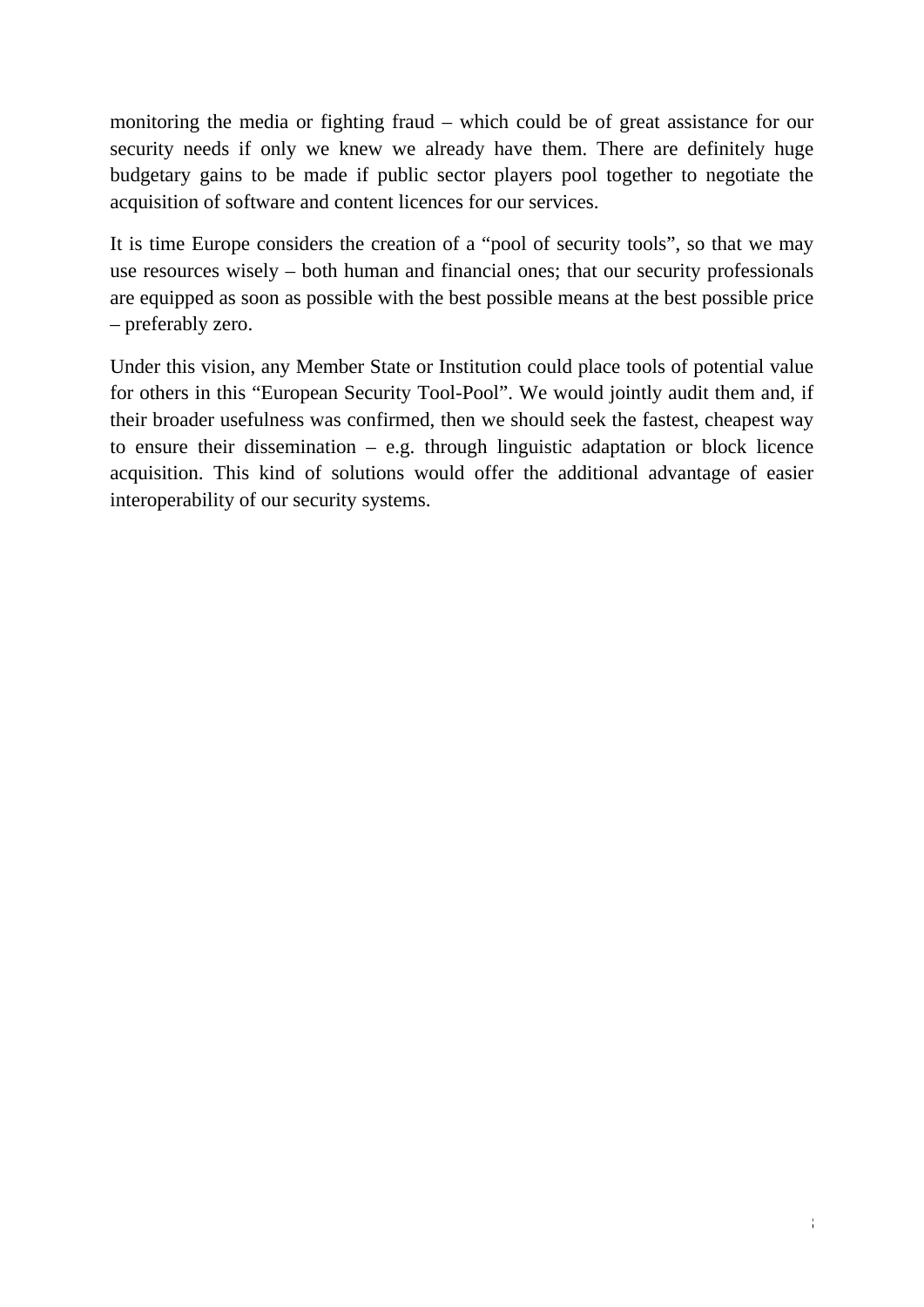monitoring the media or fighting fraud – which could be of great assistance for our security needs if only we knew we already have them. There are definitely huge budgetary gains to be made if public sector players pool together to negotiate the acquisition of software and content licences for our services.

It is time Europe considers the creation of a "pool of security tools", so that we may use resources wisely – both human and financial ones; that our security professionals are equipped as soon as possible with the best possible means at the best possible price – preferably zero.

Under this vision, any Member State or Institution could place tools of potential value for others in this "European Security Tool-Pool". We would jointly audit them and, if their broader usefulness was confirmed, then we should seek the fastest, cheapest way to ensure their dissemination – e.g. through linguistic adaptation or block licence acquisition. This kind of solutions would offer the additional advantage of easier interoperability of our security systems.